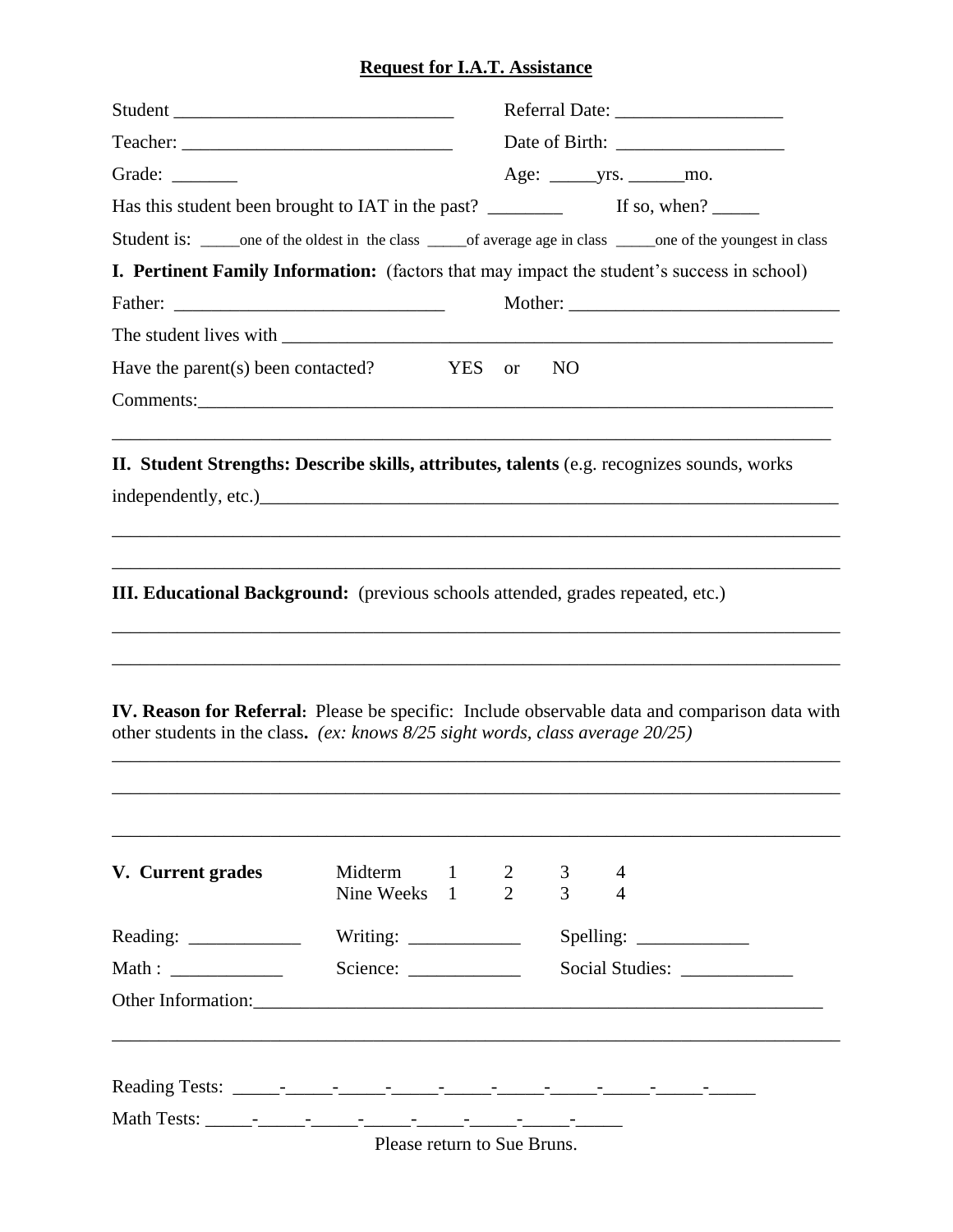# Request for I.A.T. Assistance

Student _______________________________ Referral Date: __________________

Teacher: _____________________________ Date of Birth: __________________

Grade: _______ Age: _____yrs. ______mo.

Has this student been brought to IAT in the past? ________ If so, when? _____

Student is: _____one of the oldest in the class _____of average age in class _____one of the youngest in class

**I. Pertinent Family Information:** (factors that may impact the student's success in school)

Father: _____________________________ Mother: _____________________________

The student lives with ___________________________________________________________

Have the parent(s) been contacted? YES or NO

Comments:_____________________________________________________________________

______________________________________________________________________________

**II. Student Strengths: Describe skills, attributes, talents** (e.g. recognizes sounds, works independently, etc.)_________________________________________________________________

______________________________________________________________________________

______________________________________________________________________________

**III. Educational Background:** (previous schools attended, grades repeated, etc.)

______________________________________________________________________________

______________________________________________________________________________

**IV. Reason for Referral**: Please be specific: Include observable data and comparison data with other students in the class**.** *(ex: knows 8/25 sight words, class average 20/25)*

______________________________________________________________________________

______________________________________________________________________________

______________________________________________________________________________

**V. Current grades** Midterm 1 2 3 4
Nine Weeks 1 2 3 4

Reading: ____________ Writing: ____________ Spelling: ____________

Math : ____________ Science: ____________ Social Studies: ____________

Other Information:________________________________________________________________

______________________________________________________________________________

Reading Tests: _____-_____-_____-_____-_____-_____-_____-_____-_____-_____

Math Tests: _____-_____-_____-_____-_____-_____-_____-_____

Please return to Sue Bruns.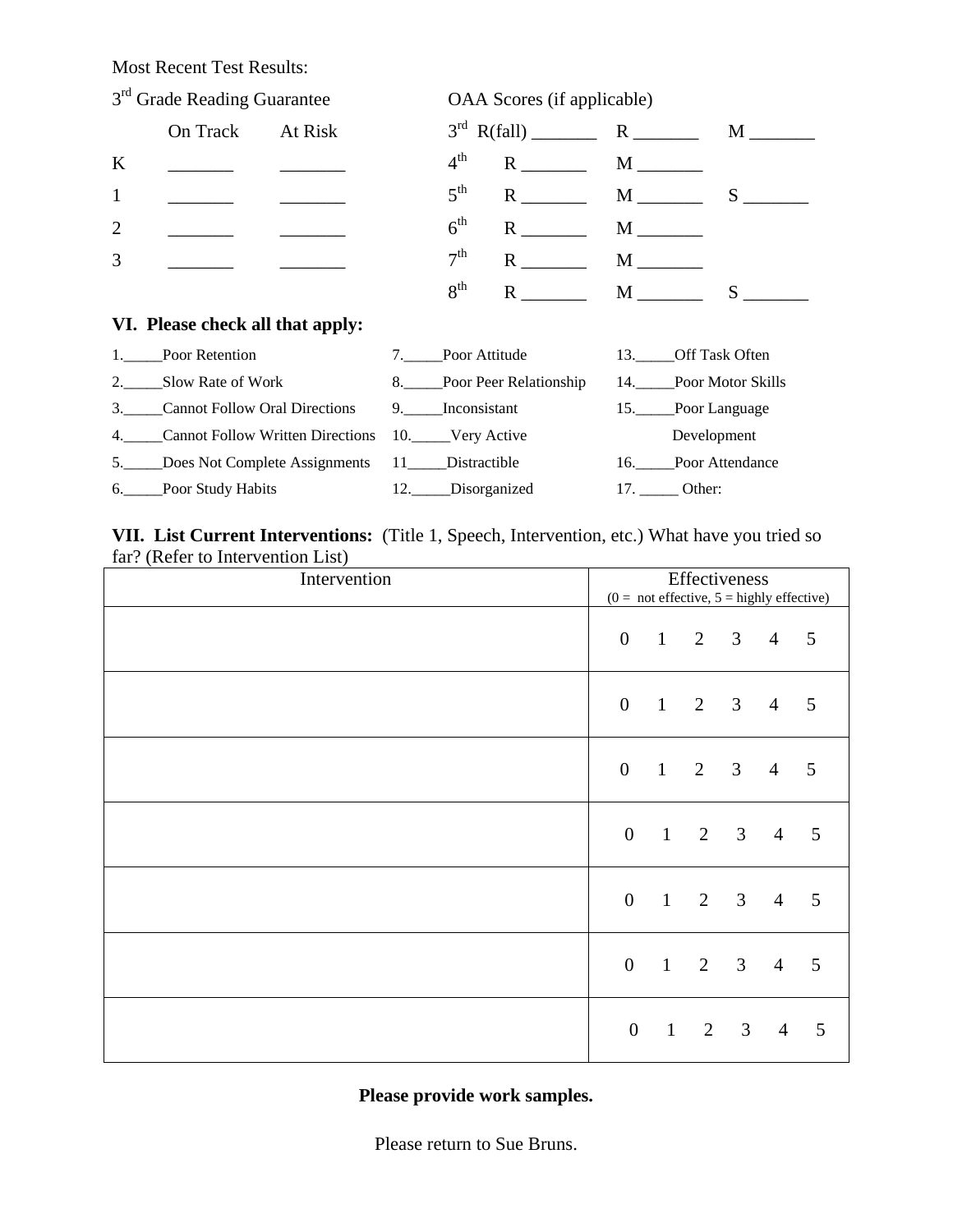Most Recent Test Results:

| 3rd Grade Reading Guarantee | | | OAA Scores (if applicable) | | | |
|---|---|---|---|---|---|---|
| | On Track | At Risk | | | | |
| K | _______ | _______ | 3rd | R(fall) _______ | R _______ | M _______ |
| 1 | _______ | _______ | 4th | R _______ | M _______ | |
| 2 | _______ | _______ | 5th | R _______ | M _______ | S _______ |
| 3 | _______ | _______ | 6th | R _______ | M _______ | |
| | | | 7th | R _______ | M _______ | |
| | | | 8th | R _______ | M _______ | S _______ |

**VI. Please check all that apply:**

1._____Poor Retention
2._____Slow Rate of Work
3._____Cannot Follow Oral Directions
4._____Cannot Follow Written Directions
5._____Does Not Complete Assignments
6._____Poor Study Habits
7._____Poor Attitude
8._____Poor Peer Relationship
9._____Inconsistant
10._____Very Active
11_____Distractible
12._____Disorganized
13._____Off Task Often
14._____Poor Motor Skills
15._____Poor Language Development
16._____Poor Attendance
17. _____ Other:

**VII. List Current Interventions:** (Title 1, Speech, Intervention, etc.) What have you tried so far? (Refer to Intervention List)

| Intervention | Effectiveness (0 = not effective, 5 = highly effective) |
|---|---|
| | 0 1 2 3 4 5 |
| | 0 1 2 3 4 5 |
| | 0 1 2 3 4 5 |
| | 0 1 2 3 4 5 |
| | 0 1 2 3 4 5 |
| | 0 1 2 3 4 5 |
| | 0 1 2 3 4 5 |

**Please provide work samples.**

Please return to Sue Bruns.